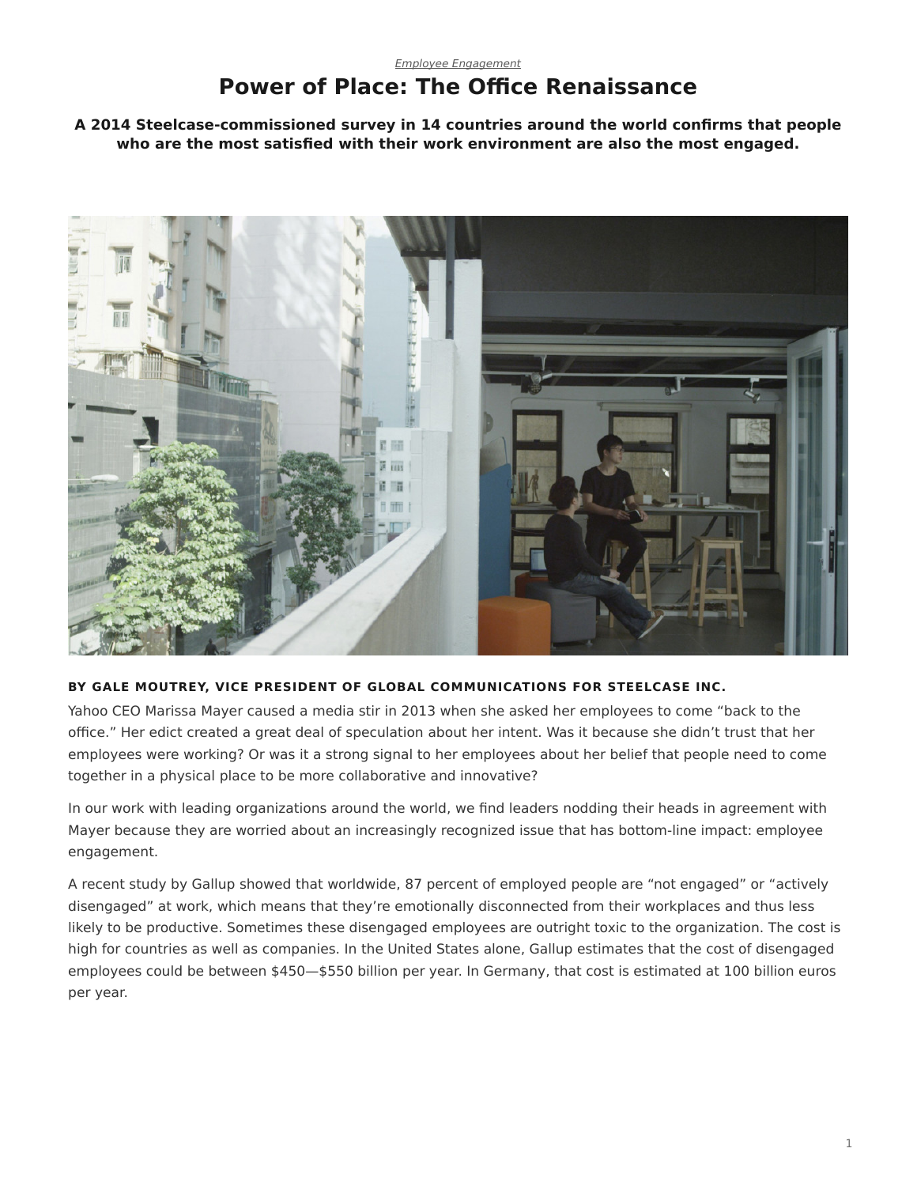*Employee Engagement*

# Power of Place: The Office Renaissance

**A 2014 Steelcase-commissioned survey in 14 countries around the world confirms that people who are the most satisfied with their work environment are also the most engaged.**

**BY GALE MOUTREY, VICE PRESIDENT OF GLOBAL COMMUNICATIONS FOR STEELCASE INC.**

Yahoo CEO Marissa Mayer caused a media stir in 2013 when she asked her employees to come "back to the office." Her edict created a great deal of speculation about her intent. Was it because she didn't trust that her employees were working? Or was it a strong signal to her employees about her belief that people need to come together in a physical place to be more collaborative and innovative?

In our work with leading organizations around the world, we find leaders nodding their heads in agreement with Mayer because they are worried about an increasingly recognized issue that has bottom-line impact: employee engagement.

A recent study by Gallup showed that worldwide, 87 percent of employed people are "not engaged" or "actively disengaged" at work, which means that they're emotionally disconnected from their workplaces and thus less likely to be productive. Sometimes these disengaged employees are outright toxic to the organization. The cost is high for countries as well as companies. In the United States alone, Gallup estimates that the cost of disengaged employees could be between $450—$550 billion per year. In Germany, that cost is estimated at 100 billion euros per year.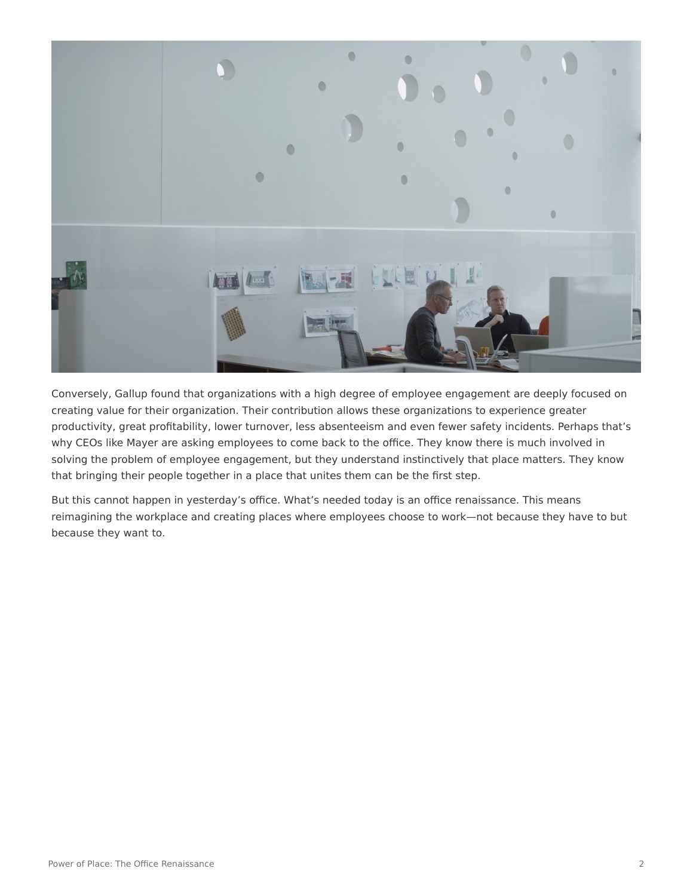Conversely, Gallup found that organizations with a high degree of employee engagement are deeply focused on creating value for their organization. Their contribution allows these organizations to experience greater productivity, great profitability, lower turnover, less absenteeism and even fewer safety incidents. Perhaps that's why CEOs like Mayer are asking employees to come back to the office. They know there is much involved in solving the problem of employee engagement, but they understand instinctively that place matters. They know that bringing their people together in a place that unites them can be the first step.

But this cannot happen in yesterday's office. What's needed today is an office renaissance. This means reimagining the workplace and creating places where employees choose to work—not because they have to but because they want to.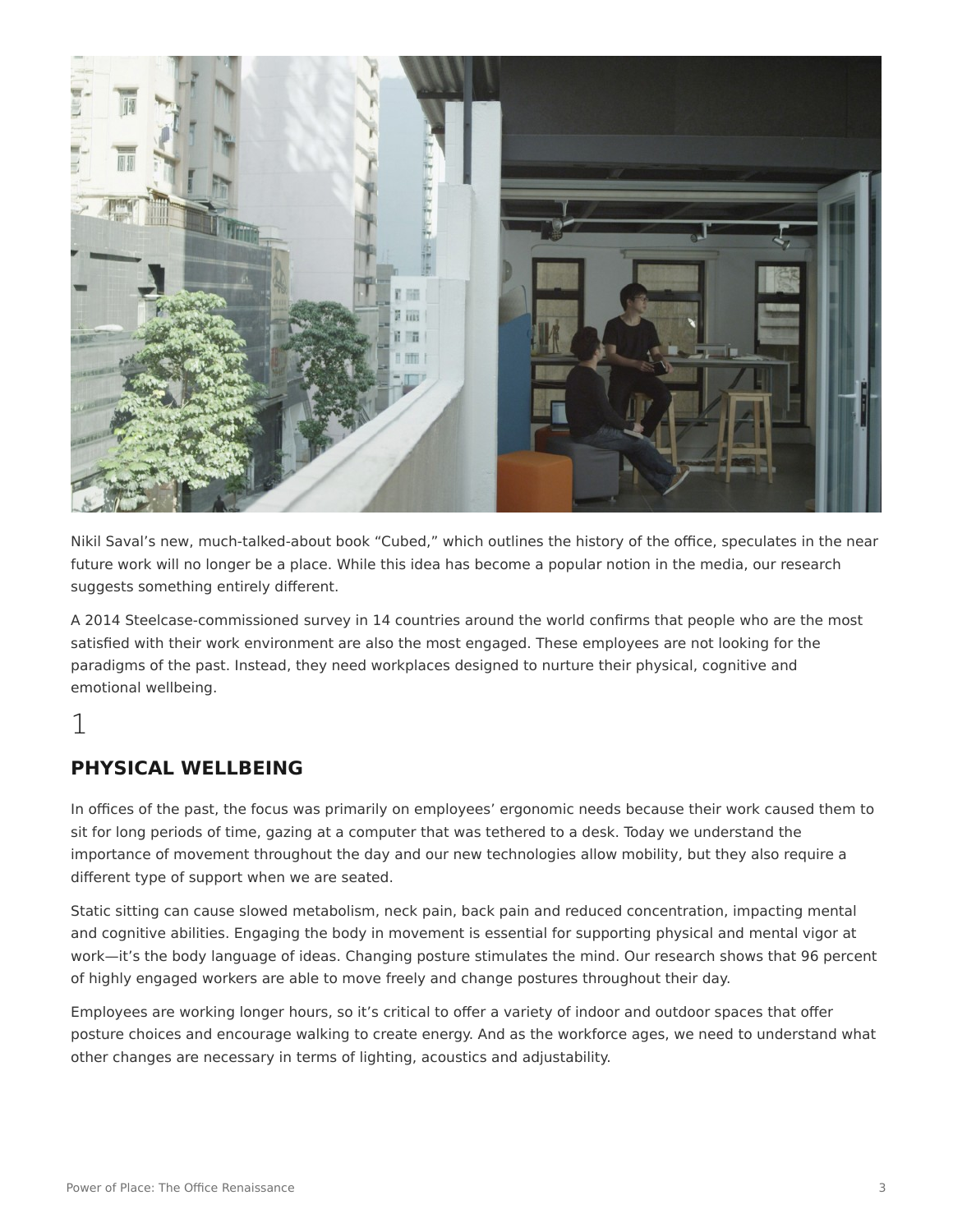Nikil Saval's new, much-talked-about book "Cubed," which outlines the history of the office, speculates in the near future work will no longer be a place. While this idea has become a popular notion in the media, our research suggests something entirely different.

A 2014 Steelcase-commissioned survey in 14 countries around the world confirms that people who are the most satisfied with their work environment are also the most engaged. These employees are not looking for the paradigms of the past. Instead, they need workplaces designed to nurture their physical, cognitive and emotional wellbeing.

1

## PHYSICAL WELLBEING

In offices of the past, the focus was primarily on employees' ergonomic needs because their work caused them to sit for long periods of time, gazing at a computer that was tethered to a desk. Today we understand the importance of movement throughout the day and our new technologies allow mobility, but they also require a different type of support when we are seated.

Static sitting can cause slowed metabolism, neck pain, back pain and reduced concentration, impacting mental and cognitive abilities. Engaging the body in movement is essential for supporting physical and mental vigor at work—it's the body language of ideas. Changing posture stimulates the mind. Our research shows that 96 percent of highly engaged workers are able to move freely and change postures throughout their day.

Employees are working longer hours, so it's critical to offer a variety of indoor and outdoor spaces that offer posture choices and encourage walking to create energy. And as the workforce ages, we need to understand what other changes are necessary in terms of lighting, acoustics and adjustability.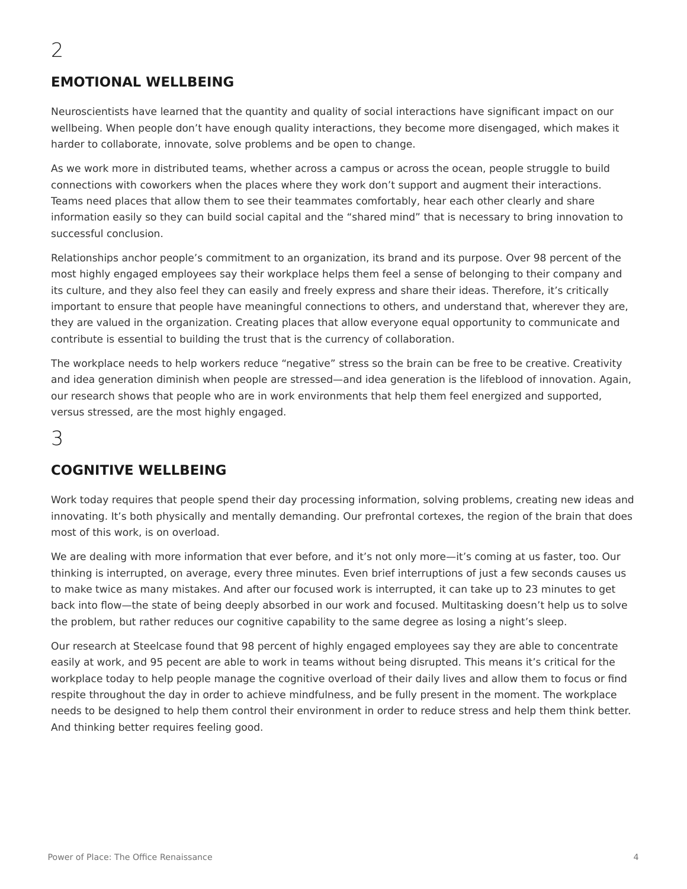2

## EMOTIONAL WELLBEING

Neuroscientists have learned that the quantity and quality of social interactions have significant impact on our wellbeing. When people don't have enough quality interactions, they become more disengaged, which makes it harder to collaborate, innovate, solve problems and be open to change.

As we work more in distributed teams, whether across a campus or across the ocean, people struggle to build connections with coworkers when the places where they work don't support and augment their interactions. Teams need places that allow them to see their teammates comfortably, hear each other clearly and share information easily so they can build social capital and the "shared mind" that is necessary to bring innovation to successful conclusion.

Relationships anchor people's commitment to an organization, its brand and its purpose. Over 98 percent of the most highly engaged employees say their workplace helps them feel a sense of belonging to their company and its culture, and they also feel they can easily and freely express and share their ideas. Therefore, it's critically important to ensure that people have meaningful connections to others, and understand that, wherever they are, they are valued in the organization. Creating places that allow everyone equal opportunity to communicate and contribute is essential to building the trust that is the currency of collaboration.

The workplace needs to help workers reduce "negative" stress so the brain can be free to be creative. Creativity and idea generation diminish when people are stressed—and idea generation is the lifeblood of innovation. Again, our research shows that people who are in work environments that help them feel energized and supported, versus stressed, are the most highly engaged.

3

## COGNITIVE WELLBEING

Work today requires that people spend their day processing information, solving problems, creating new ideas and innovating. It's both physically and mentally demanding. Our prefrontal cortexes, the region of the brain that does most of this work, is on overload.

We are dealing with more information that ever before, and it's not only more—it's coming at us faster, too. Our thinking is interrupted, on average, every three minutes. Even brief interruptions of just a few seconds causes us to make twice as many mistakes. And after our focused work is interrupted, it can take up to 23 minutes to get back into flow—the state of being deeply absorbed in our work and focused. Multitasking doesn't help us to solve the problem, but rather reduces our cognitive capability to the same degree as losing a night's sleep.

Our research at Steelcase found that 98 percent of highly engaged employees say they are able to concentrate easily at work, and 95 pecent are able to work in teams without being disrupted. This means it's critical for the workplace today to help people manage the cognitive overload of their daily lives and allow them to focus or find respite throughout the day in order to achieve mindfulness, and be fully present in the moment. The workplace needs to be designed to help them control their environment in order to reduce stress and help them think better. And thinking better requires feeling good.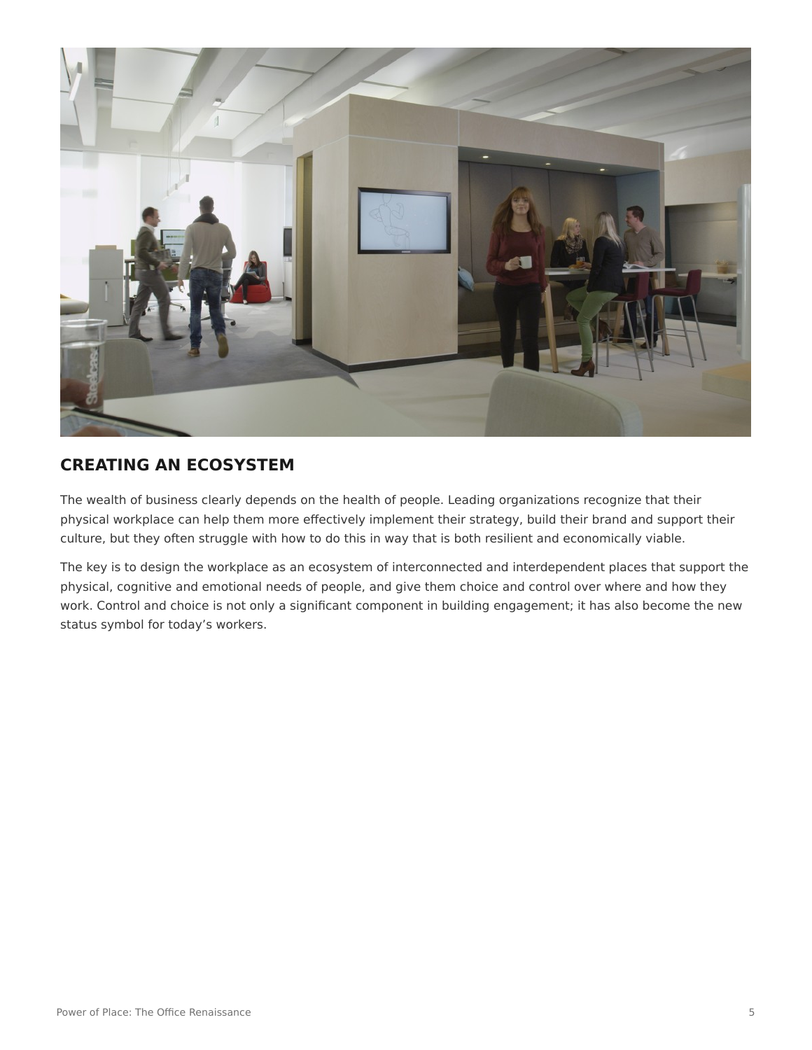## CREATING AN ECOSYSTEM

The wealth of business clearly depends on the health of people. Leading organizations recognize that their physical workplace can help them more effectively implement their strategy, build their brand and support their culture, but they often struggle with how to do this in way that is both resilient and economically viable.

The key is to design the workplace as an ecosystem of interconnected and interdependent places that support the physical, cognitive and emotional needs of people, and give them choice and control over where and how they work. Control and choice is not only a significant component in building engagement; it has also become the new status symbol for today's workers.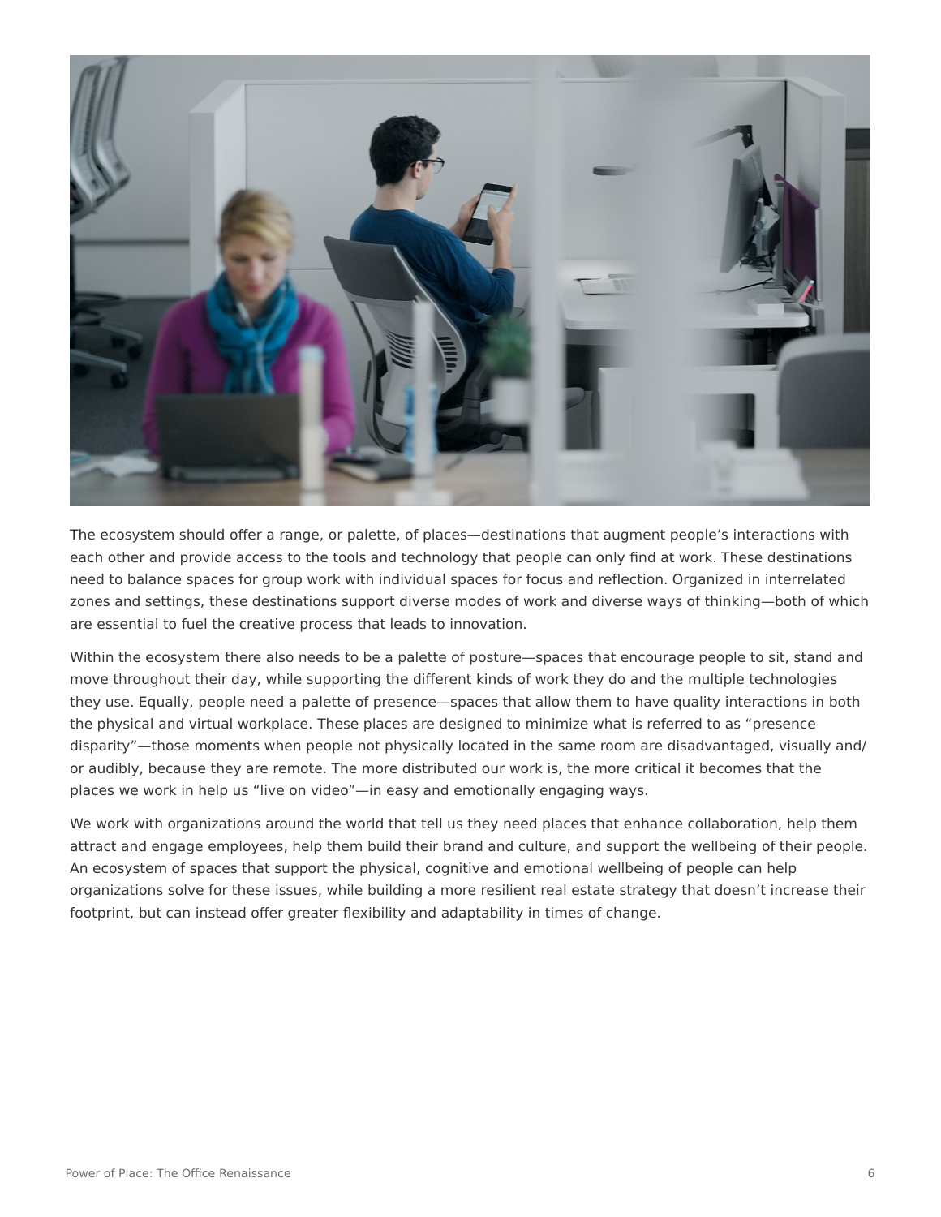The ecosystem should offer a range, or palette, of places—destinations that augment people's interactions with each other and provide access to the tools and technology that people can only find at work. These destinations need to balance spaces for group work with individual spaces for focus and reflection. Organized in interrelated zones and settings, these destinations support diverse modes of work and diverse ways of thinking—both of which are essential to fuel the creative process that leads to innovation.

Within the ecosystem there also needs to be a palette of posture—spaces that encourage people to sit, stand and move throughout their day, while supporting the different kinds of work they do and the multiple technologies they use. Equally, people need a palette of presence—spaces that allow them to have quality interactions in both the physical and virtual workplace. These places are designed to minimize what is referred to as "presence disparity"—those moments when people not physically located in the same room are disadvantaged, visually and/or audibly, because they are remote. The more distributed our work is, the more critical it becomes that the places we work in help us "live on video"—in easy and emotionally engaging ways.

We work with organizations around the world that tell us they need places that enhance collaboration, help them attract and engage employees, help them build their brand and culture, and support the wellbeing of their people. An ecosystem of spaces that support the physical, cognitive and emotional wellbeing of people can help organizations solve for these issues, while building a more resilient real estate strategy that doesn't increase their footprint, but can instead offer greater flexibility and adaptability in times of change.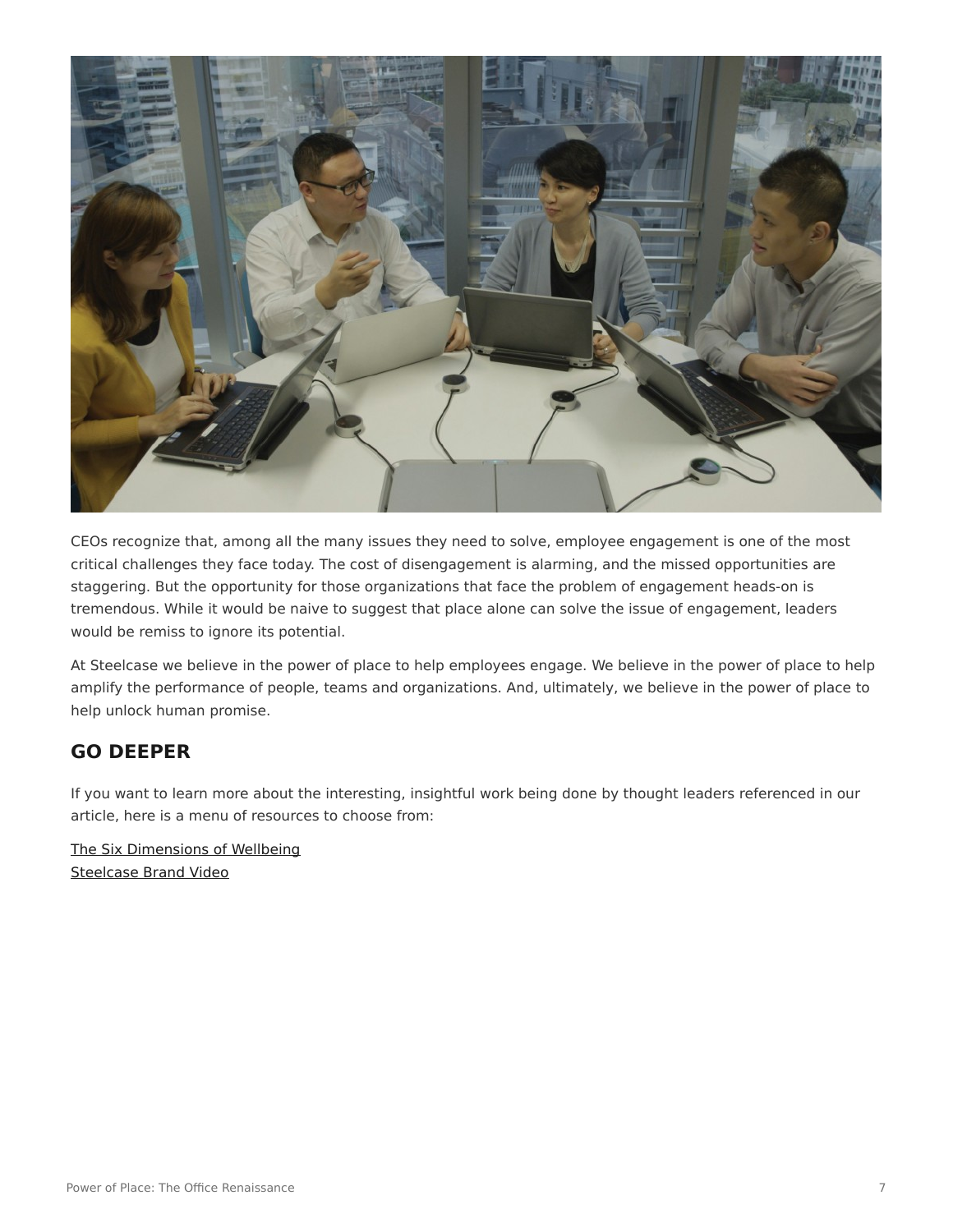CEOs recognize that, among all the many issues they need to solve, employee engagement is one of the most critical challenges they face today. The cost of disengagement is alarming, and the missed opportunities are staggering. But the opportunity for those organizations that face the problem of engagement heads-on is tremendous. While it would be naive to suggest that place alone can solve the issue of engagement, leaders would be remiss to ignore its potential.

At Steelcase we believe in the power of place to help employees engage. We believe in the power of place to help amplify the performance of people, teams and organizations. And, ultimately, we believe in the power of place to help unlock human promise.

## GO DEEPER

If you want to learn more about the interesting, insightful work being done by thought leaders referenced in our article, here is a menu of resources to choose from:

The Six Dimensions of Wellbeing
Steelcase Brand Video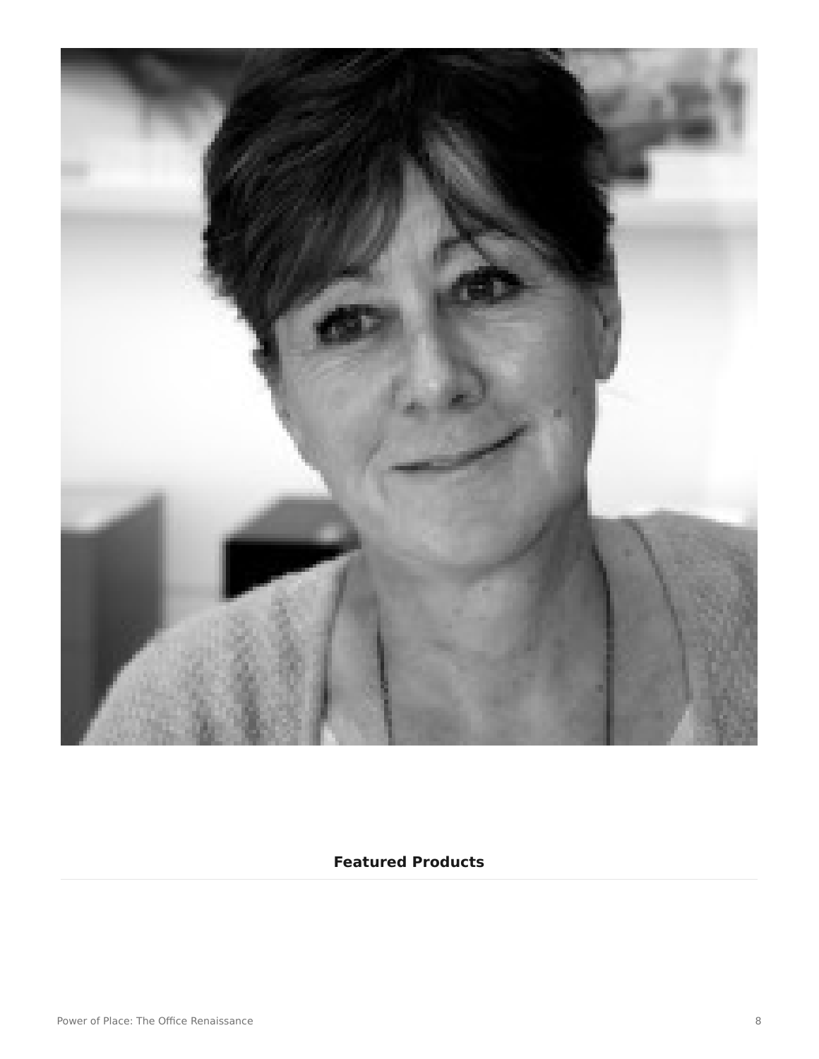**Featured Products**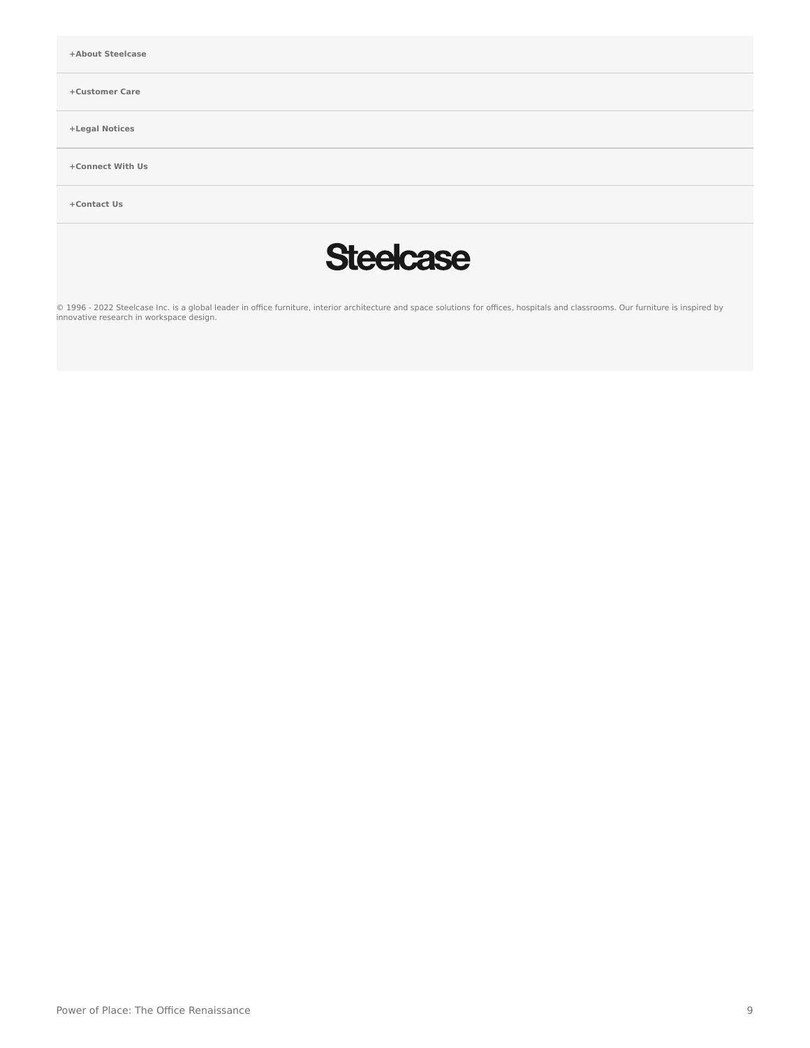+About Steelcase

+Customer Care

+Legal Notices

+Connect With Us

+Contact Us

Steelcase

© 1996 - 2022 Steelcase Inc. is a global leader in office furniture, interior architecture and space solutions for offices, hospitals and classrooms. Our furniture is inspired by innovative research in workspace design.